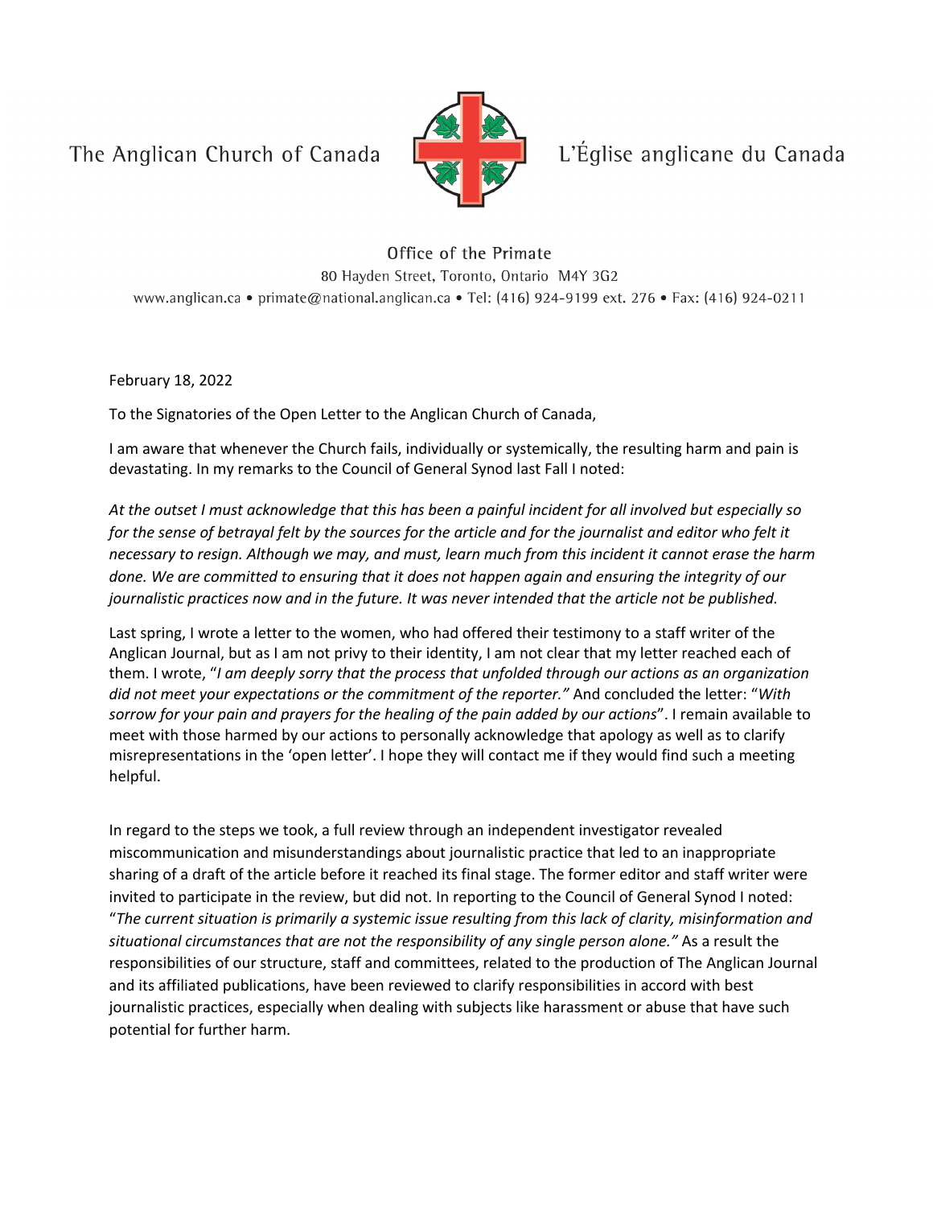The Anglican Church of Canada L'Église anglicane du Canada

Office of the Primate

80 Hayden Street, Toronto, Ontario M4Y 3G2

www.anglican.ca • primate@national.anglican.ca • Tel: (416) 924-9199 ext. 276 • Fax: (416) 924-0211

February 18, 2022

To the Signatories of the Open Letter to the Anglican Church of Canada,

I am aware that whenever the Church fails, individually or systemically, the resulting harm and pain is devastating. In my remarks to the Council of General Synod last Fall I noted:

*At the outset I must acknowledge that this has been a painful incident for all involved but especially so for the sense of betrayal felt by the sources for the article and for the journalist and editor who felt it necessary to resign. Although we may, and must, learn much from this incident it cannot erase the harm done. We are committed to ensuring that it does not happen again and ensuring the integrity of our journalistic practices now and in the future. It was never intended that the article not be published.*

Last spring, I wrote a letter to the women, who had offered their testimony to a staff writer of the Anglican Journal, but as I am not privy to their identity, I am not clear that my letter reached each of them. I wrote, "*I am deeply sorry that the process that unfolded through our actions as an organization did not meet your expectations or the commitment of the reporter.*" And concluded the letter: "*With sorrow for your pain and prayers for the healing of the pain added by our actions*". I remain available to meet with those harmed by our actions to personally acknowledge that apology as well as to clarify misrepresentations in the 'open letter'. I hope they will contact me if they would find such a meeting helpful.

In regard to the steps we took, a full review through an independent investigator revealed miscommunication and misunderstandings about journalistic practice that led to an inappropriate sharing of a draft of the article before it reached its final stage. The former editor and staff writer were invited to participate in the review, but did not. In reporting to the Council of General Synod I noted: "*The current situation is primarily a systemic issue resulting from this lack of clarity, misinformation and situational circumstances that are not the responsibility of any single person alone.*" As a result the responsibilities of our structure, staff and committees, related to the production of The Anglican Journal and its affiliated publications, have been reviewed to clarify responsibilities in accord with best journalistic practices, especially when dealing with subjects like harassment or abuse that have such potential for further harm.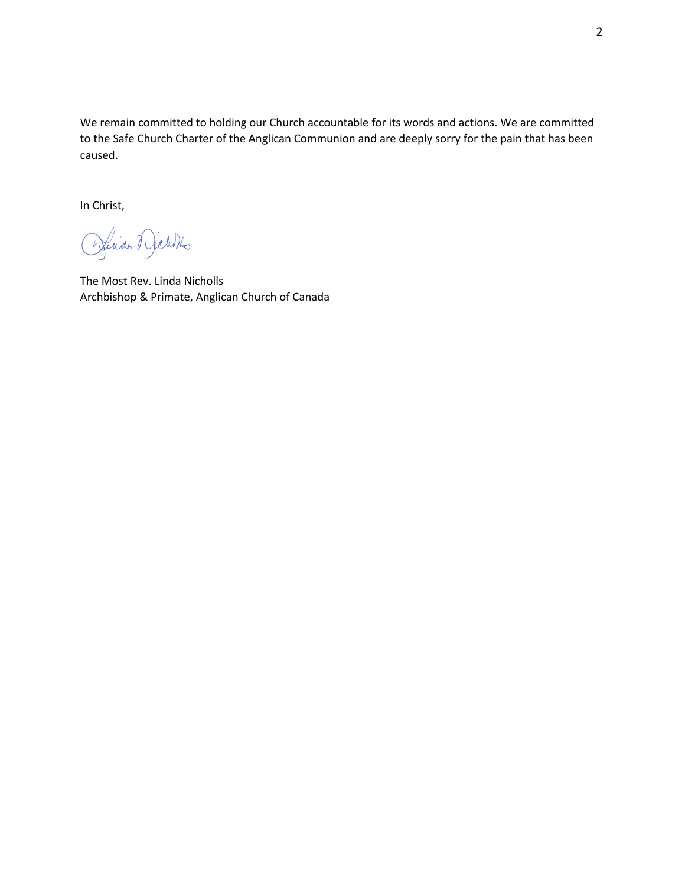We remain committed to holding our Church accountable for its words and actions. We are committed to the Safe Church Charter of the Anglican Communion and are deeply sorry for the pain that has been caused.

In Christ,

The Most Rev. Linda Nicholls
Archbishop & Primate, Anglican Church of Canada